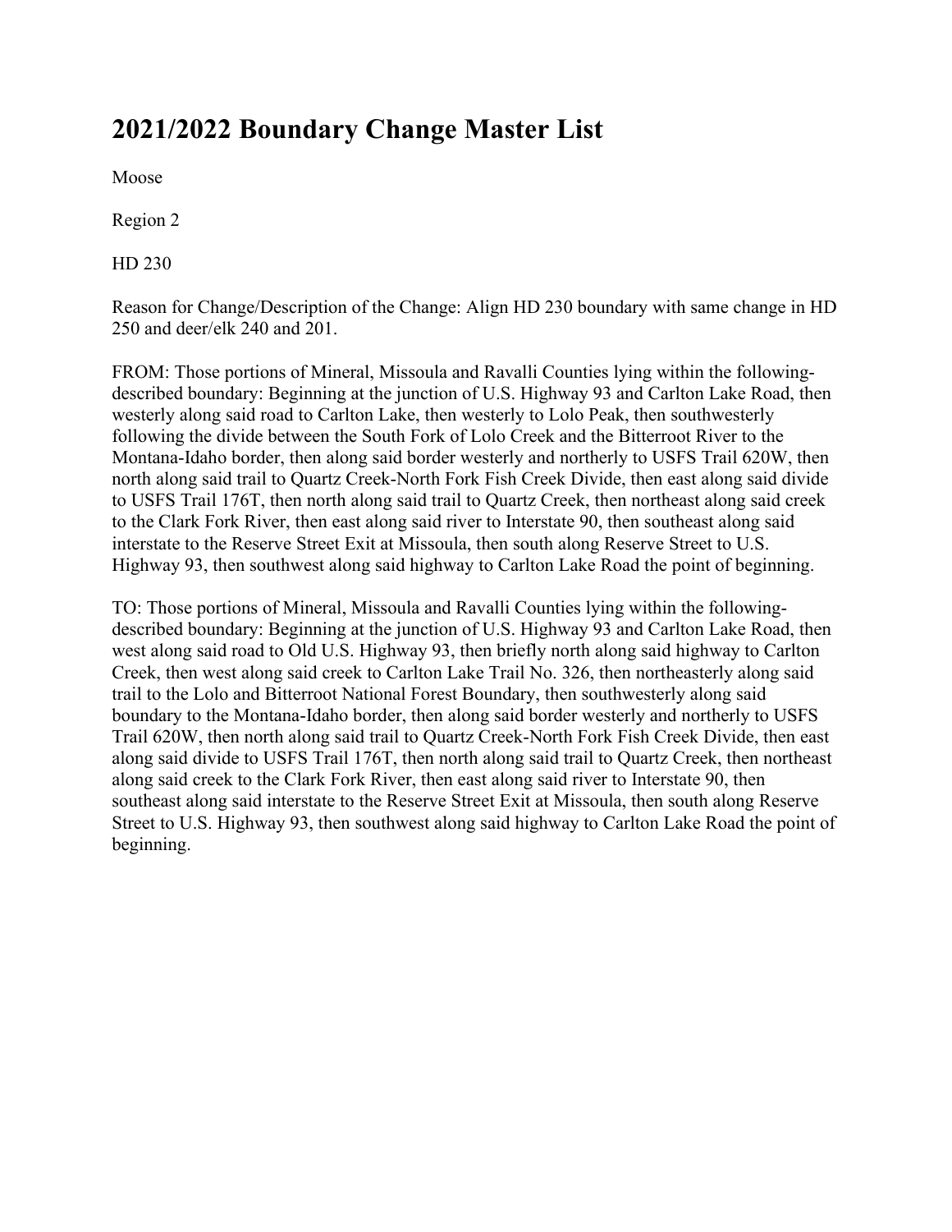# 2021/2022 Boundary Change Master List

Moose

Region 2

HD 230

Reason for Change/Description of the Change: Align HD 230 boundary with same change in HD 250 and deer/elk 240 and 201.

FROM: Those portions of Mineral, Missoula and Ravalli Counties lying within the following-described boundary: Beginning at the junction of U.S. Highway 93 and Carlton Lake Road, then westerly along said road to Carlton Lake, then westerly to Lolo Peak, then southwesterly following the divide between the South Fork of Lolo Creek and the Bitterroot River to the Montana-Idaho border, then along said border westerly and northerly to USFS Trail 620W, then north along said trail to Quartz Creek-North Fork Fish Creek Divide, then east along said divide to USFS Trail 176T, then north along said trail to Quartz Creek, then northeast along said creek to the Clark Fork River, then east along said river to Interstate 90, then southeast along said interstate to the Reserve Street Exit at Missoula, then south along Reserve Street to U.S. Highway 93, then southwest along said highway to Carlton Lake Road the point of beginning.

TO: Those portions of Mineral, Missoula and Ravalli Counties lying within the following-described boundary: Beginning at the junction of U.S. Highway 93 and Carlton Lake Road, then west along said road to Old U.S. Highway 93, then briefly north along said highway to Carlton Creek, then west along said creek to Carlton Lake Trail No. 326, then northeasterly along said trail to the Lolo and Bitterroot National Forest Boundary, then southwesterly along said boundary to the Montana-Idaho border, then along said border westerly and northerly to USFS Trail 620W, then north along said trail to Quartz Creek-North Fork Fish Creek Divide, then east along said divide to USFS Trail 176T, then north along said trail to Quartz Creek, then northeast along said creek to the Clark Fork River, then east along said river to Interstate 90, then southeast along said interstate to the Reserve Street Exit at Missoula, then south along Reserve Street to U.S. Highway 93, then southwest along said highway to Carlton Lake Road the point of beginning.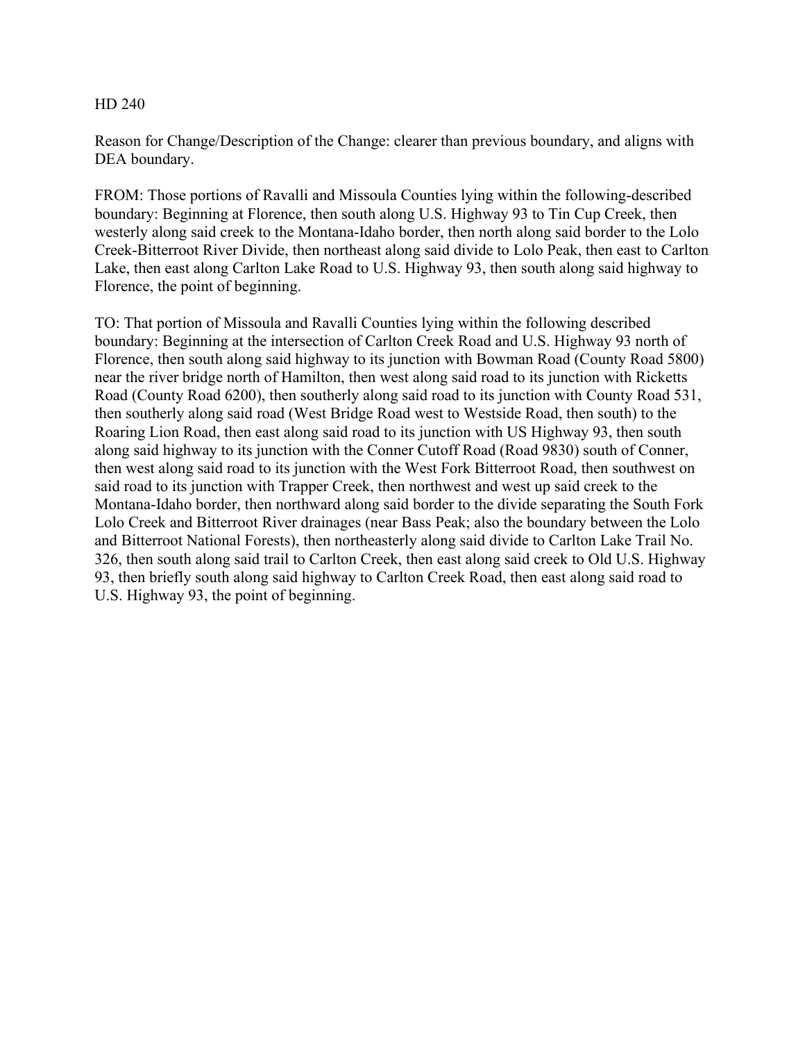HD 240

Reason for Change/Description of the Change: clearer than previous boundary, and aligns with DEA boundary.

FROM: Those portions of Ravalli and Missoula Counties lying within the following-described boundary: Beginning at Florence, then south along U.S. Highway 93 to Tin Cup Creek, then westerly along said creek to the Montana-Idaho border, then north along said border to the Lolo Creek-Bitterroot River Divide, then northeast along said divide to Lolo Peak, then east to Carlton Lake, then east along Carlton Lake Road to U.S. Highway 93, then south along said highway to Florence, the point of beginning.

TO: That portion of Missoula and Ravalli Counties lying within the following described boundary: Beginning at the intersection of Carlton Creek Road and U.S. Highway 93 north of Florence, then south along said highway to its junction with Bowman Road (County Road 5800) near the river bridge north of Hamilton, then west along said road to its junction with Ricketts Road (County Road 6200), then southerly along said road to its junction with County Road 531, then southerly along said road (West Bridge Road west to Westside Road, then south) to the Roaring Lion Road, then east along said road to its junction with US Highway 93, then south along said highway to its junction with the Conner Cutoff Road (Road 9830) south of Conner, then west along said road to its junction with the West Fork Bitterroot Road, then southwest on said road to its junction with Trapper Creek, then northwest and west up said creek to the Montana-Idaho border, then northward along said border to the divide separating the South Fork Lolo Creek and Bitterroot River drainages (near Bass Peak; also the boundary between the Lolo and Bitterroot National Forests), then northeasterly along said divide to Carlton Lake Trail No. 326, then south along said trail to Carlton Creek, then east along said creek to Old U.S. Highway 93, then briefly south along said highway to Carlton Creek Road, then east along said road to U.S. Highway 93, the point of beginning.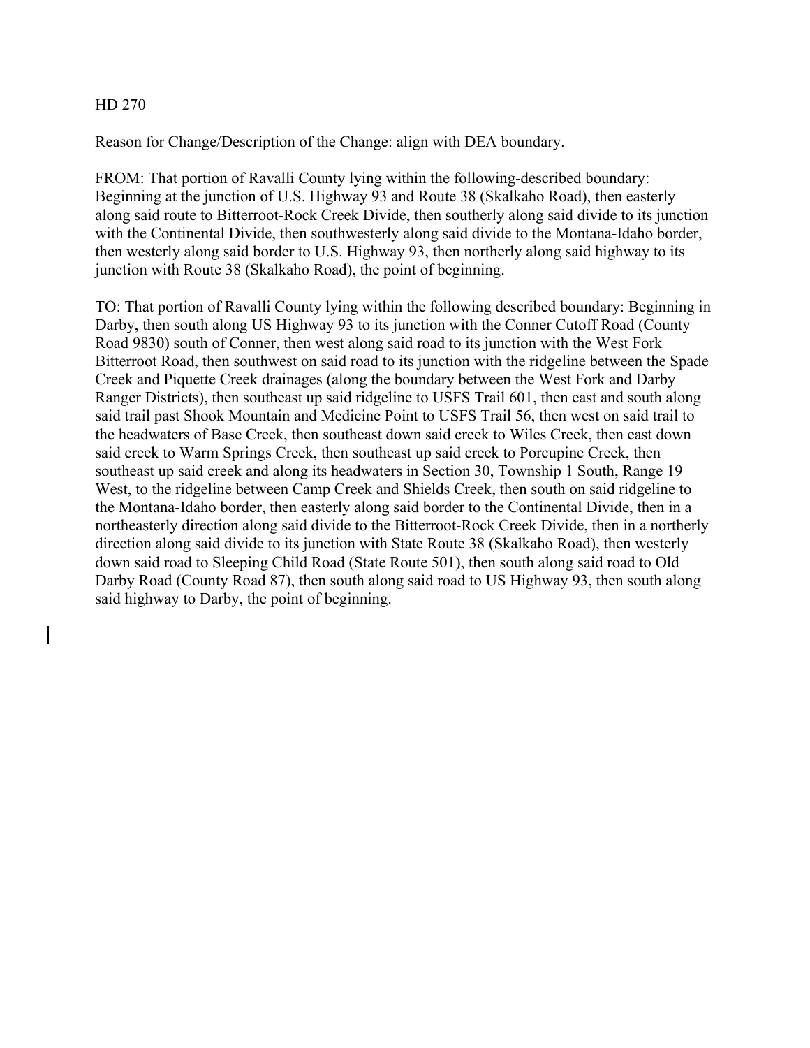HD 270

Reason for Change/Description of the Change: align with DEA boundary.

FROM: That portion of Ravalli County lying within the following-described boundary: Beginning at the junction of U.S. Highway 93 and Route 38 (Skalkaho Road), then easterly along said route to Bitterroot-Rock Creek Divide, then southerly along said divide to its junction with the Continental Divide, then southwesterly along said divide to the Montana-Idaho border, then westerly along said border to U.S. Highway 93, then northerly along said highway to its junction with Route 38 (Skalkaho Road), the point of beginning.

TO: That portion of Ravalli County lying within the following described boundary: Beginning in Darby, then south along US Highway 93 to its junction with the Conner Cutoff Road (County Road 9830) south of Conner, then west along said road to its junction with the West Fork Bitterroot Road, then southwest on said road to its junction with the ridgeline between the Spade Creek and Piquette Creek drainages (along the boundary between the West Fork and Darby Ranger Districts), then southeast up said ridgeline to USFS Trail 601, then east and south along said trail past Shook Mountain and Medicine Point to USFS Trail 56, then west on said trail to the headwaters of Base Creek, then southeast down said creek to Wiles Creek, then east down said creek to Warm Springs Creek, then southeast up said creek to Porcupine Creek, then southeast up said creek and along its headwaters in Section 30, Township 1 South, Range 19 West, to the ridgeline between Camp Creek and Shields Creek, then south on said ridgeline to the Montana-Idaho border, then easterly along said border to the Continental Divide, then in a northeasterly direction along said divide to the Bitterroot-Rock Creek Divide, then in a northerly direction along said divide to its junction with State Route 38 (Skalkaho Road), then westerly down said road to Sleeping Child Road (State Route 501), then south along said road to Old Darby Road (County Road 87), then south along said road to US Highway 93, then south along said highway to Darby, the point of beginning.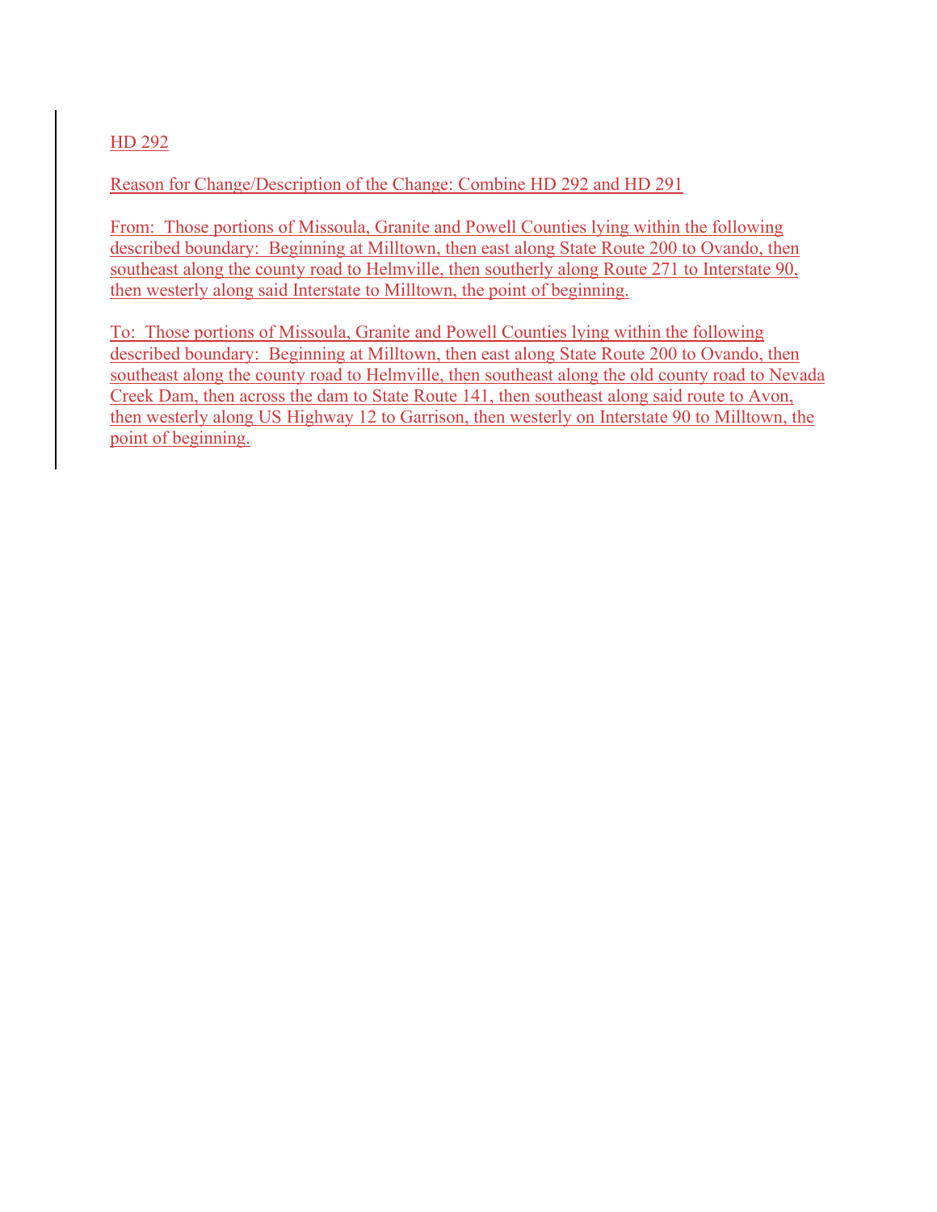HD 292

Reason for Change/Description of the Change: Combine HD 292 and HD 291

From: Those portions of Missoula, Granite and Powell Counties lying within the following described boundary: Beginning at Milltown, then east along State Route 200 to Ovando, then southeast along the county road to Helmville, then southerly along Route 271 to Interstate 90, then westerly along said Interstate to Milltown, the point of beginning.

To: Those portions of Missoula, Granite and Powell Counties lying within the following described boundary: Beginning at Milltown, then east along State Route 200 to Ovando, then southeast along the county road to Helmville, then southeast along the old county road to Nevada Creek Dam, then across the dam to State Route 141, then southeast along said route to Avon, then westerly along US Highway 12 to Garrison, then westerly on Interstate 90 to Milltown, the point of beginning.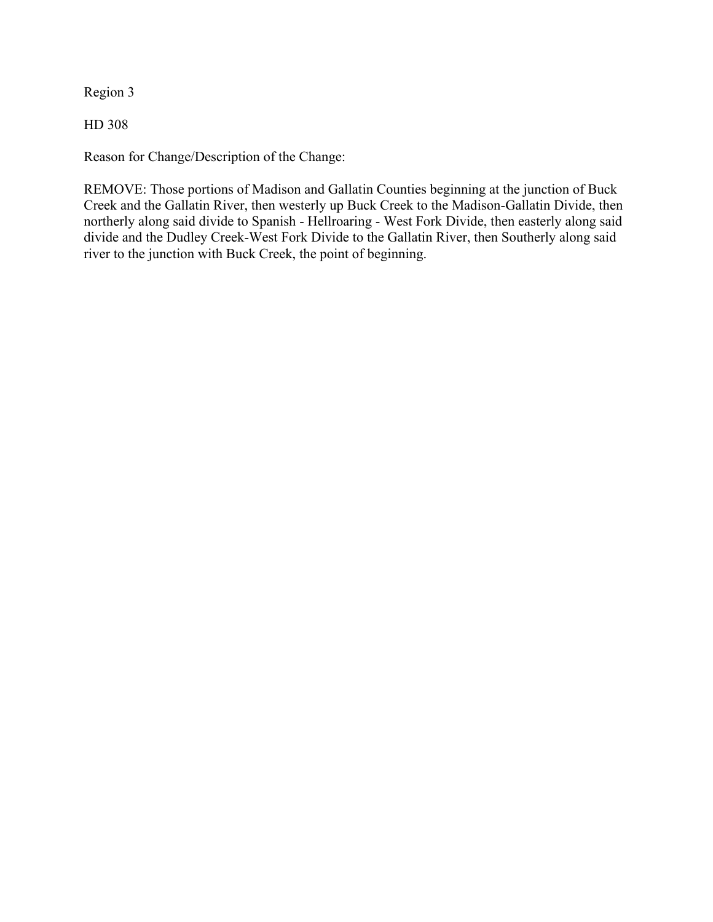Region 3

HD 308

Reason for Change/Description of the Change:

REMOVE: Those portions of Madison and Gallatin Counties beginning at the junction of Buck Creek and the Gallatin River, then westerly up Buck Creek to the Madison-Gallatin Divide, then northerly along said divide to Spanish - Hellroaring - West Fork Divide, then easterly along said divide and the Dudley Creek-West Fork Divide to the Gallatin River, then Southerly along said river to the junction with Buck Creek, the point of beginning.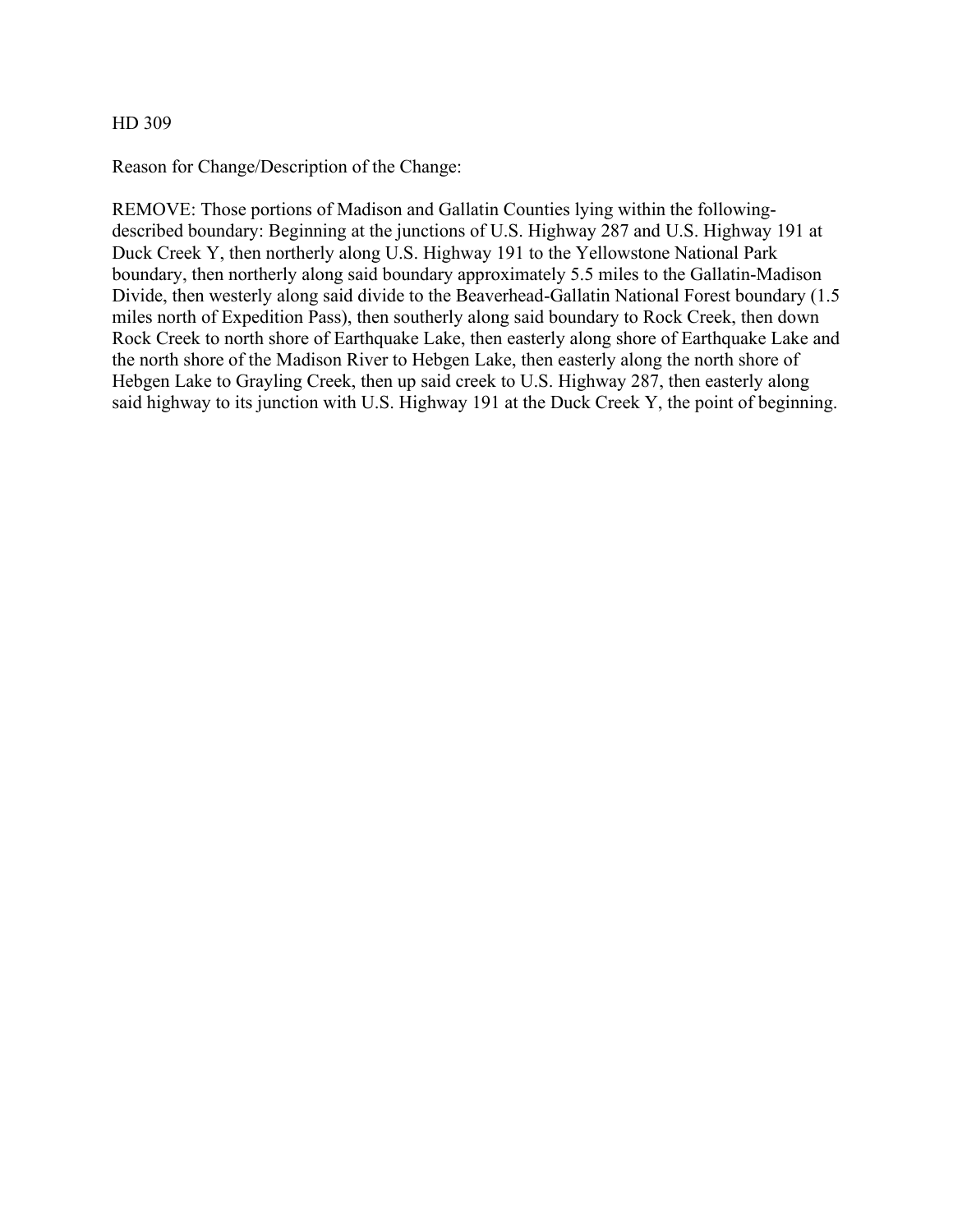HD 309

Reason for Change/Description of the Change:

REMOVE: Those portions of Madison and Gallatin Counties lying within the following-described boundary: Beginning at the junctions of U.S. Highway 287 and U.S. Highway 191 at Duck Creek Y, then northerly along U.S. Highway 191 to the Yellowstone National Park boundary, then northerly along said boundary approximately 5.5 miles to the Gallatin-Madison Divide, then westerly along said divide to the Beaverhead-Gallatin National Forest boundary (1.5 miles north of Expedition Pass), then southerly along said boundary to Rock Creek, then down Rock Creek to north shore of Earthquake Lake, then easterly along shore of Earthquake Lake and the north shore of the Madison River to Hebgen Lake, then easterly along the north shore of Hebgen Lake to Grayling Creek, then up said creek to U.S. Highway 287, then easterly along said highway to its junction with U.S. Highway 191 at the Duck Creek Y, the point of beginning.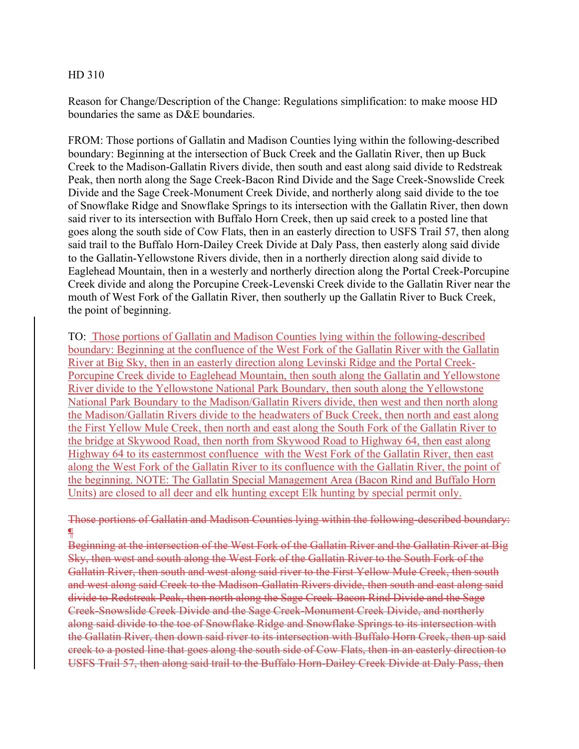HD 310

Reason for Change/Description of the Change: Regulations simplification: to make moose HD boundaries the same as D&E boundaries.

FROM: Those portions of Gallatin and Madison Counties lying within the following-described boundary: Beginning at the intersection of Buck Creek and the Gallatin River, then up Buck Creek to the Madison-Gallatin Rivers divide, then south and east along said divide to Redstreak Peak, then north along the Sage Creek-Bacon Rind Divide and the Sage Creek-Snowslide Creek Divide and the Sage Creek-Monument Creek Divide, and northerly along said divide to the toe of Snowflake Ridge and Snowflake Springs to its intersection with the Gallatin River, then down said river to its intersection with Buffalo Horn Creek, then up said creek to a posted line that goes along the south side of Cow Flats, then in an easterly direction to USFS Trail 57, then along said trail to the Buffalo Horn-Dailey Creek Divide at Daly Pass, then easterly along said divide to the Gallatin-Yellowstone Rivers divide, then in a northerly direction along said divide to Eaglehead Mountain, then in a westerly and northerly direction along the Portal Creek-Porcupine Creek divide and along the Porcupine Creek-Levenski Creek divide to the Gallatin River near the mouth of West Fork of the Gallatin River, then southerly up the Gallatin River to Buck Creek, the point of beginning.

TO: Those portions of Gallatin and Madison Counties lying within the following-described boundary: Beginning at the confluence of the West Fork of the Gallatin River with the Gallatin River at Big Sky, then in an easterly direction along Levinski Ridge and the Portal Creek-Porcupine Creek divide to Eaglehead Mountain, then south along the Gallatin and Yellowstone River divide to the Yellowstone National Park Boundary, then south along the Yellowstone National Park Boundary to the Madison/Gallatin Rivers divide, then west and then north along the Madison/Gallatin Rivers divide to the headwaters of Buck Creek, then north and east along the First Yellow Mule Creek, then north and east along the South Fork of the Gallatin River to the bridge at Skywood Road, then north from Skywood Road to Highway 64, then east along Highway 64 to its easternmost confluence with the West Fork of the Gallatin River, then east along the West Fork of the Gallatin River to its confluence with the Gallatin River, the point of the beginning. NOTE: The Gallatin Special Management Area (Bacon Rind and Buffalo Horn Units) are closed to all deer and elk hunting except Elk hunting by special permit only.

~~Those portions of Gallatin and Madison Counties lying within the following-described boundary:~~

~~Beginning at the intersection of the West Fork of the Gallatin River and the Gallatin River at Big Sky, then west and south along the West Fork of the Gallatin River to the South Fork of the Gallatin River, then south and west along said river to the First Yellow Mule Creek, then south and west along said Creek to the Madison-Gallatin Rivers divide, then south and east along said divide to Redstreak Peak, then north along the Sage Creek-Bacon Rind Divide and the Sage Creek-Snowslide Creek Divide and the Sage Creek-Monument Creek Divide, and northerly along said divide to the toe of Snowflake Ridge and Snowflake Springs to its intersection with the Gallatin River, then down said river to its intersection with Buffalo Horn Creek, then up said creek to a posted line that goes along the south side of Cow Flats, then in an easterly direction to USFS Trail 57, then along said trail to the Buffalo Horn-Dailey Creek Divide at Daly Pass, then~~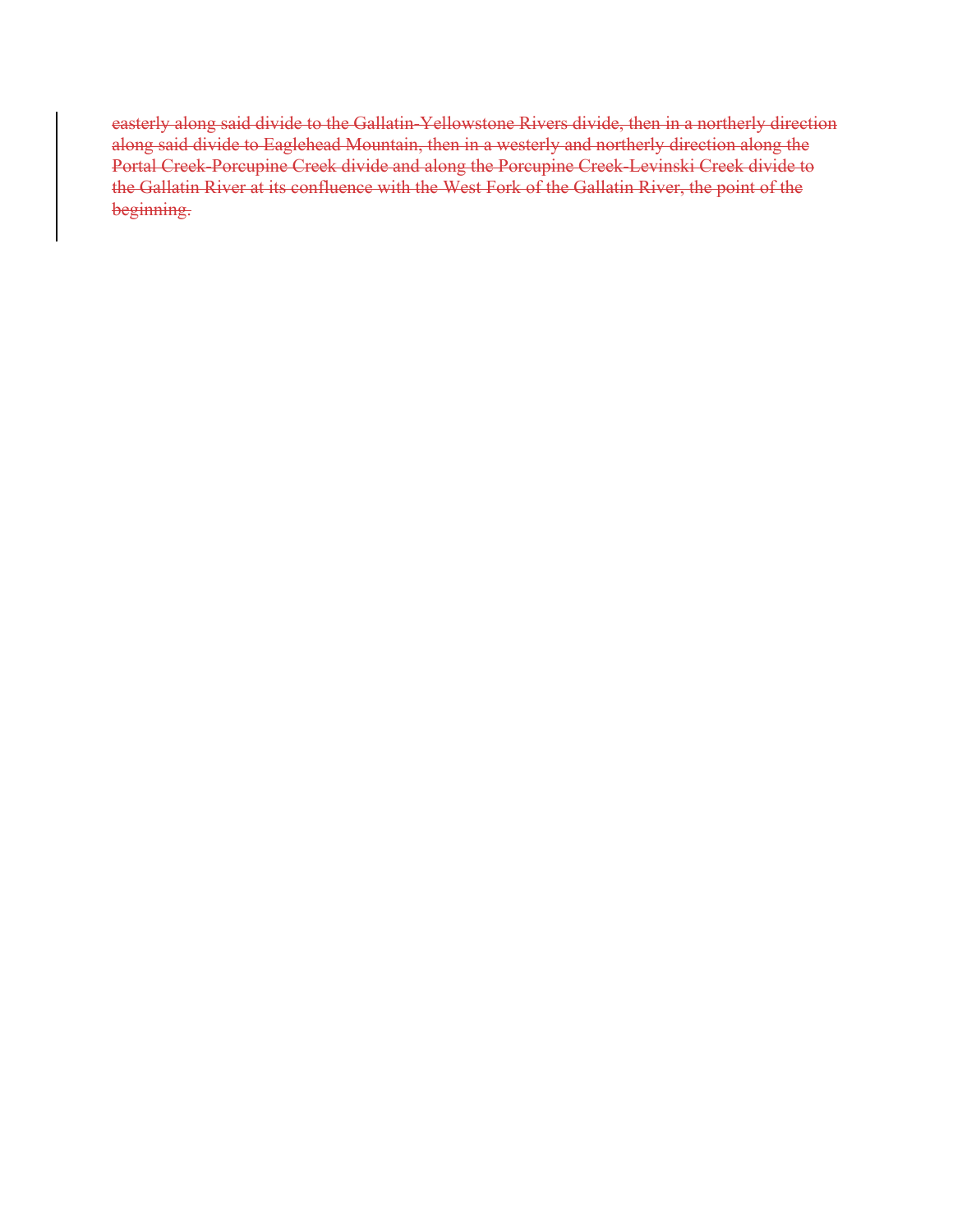~~easterly along said divide to the Gallatin-Yellowstone Rivers divide, then in a northerly direction along said divide to Eaglehead Mountain, then in a westerly and northerly direction along the Portal Creek-Porcupine Creek divide and along the Porcupine Creek-Levinski Creek divide to the Gallatin River at its confluence with the West Fork of the Gallatin River, the point of the beginning.~~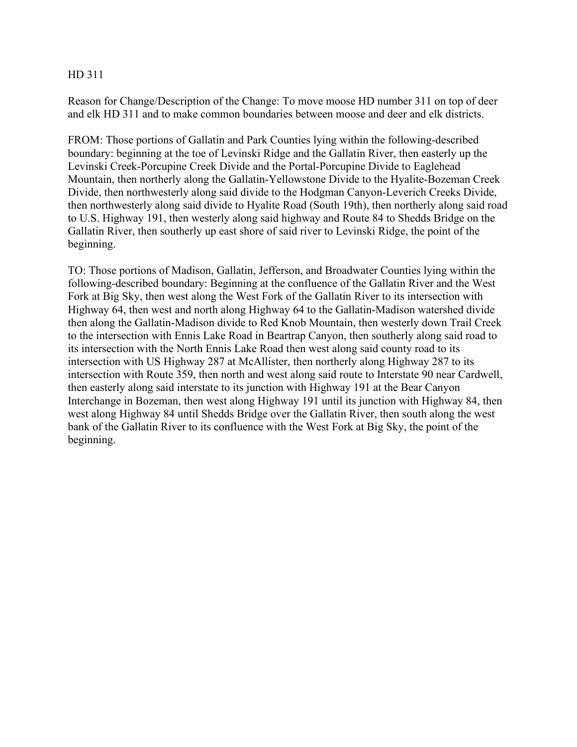HD 311

Reason for Change/Description of the Change: To move moose HD number 311 on top of deer and elk HD 311 and to make common boundaries between moose and deer and elk districts.

FROM: Those portions of Gallatin and Park Counties lying within the following-described boundary: beginning at the toe of Levinski Ridge and the Gallatin River, then easterly up the Levinski Creek-Porcupine Creek Divide and the Portal-Porcupine Divide to Eaglehead Mountain, then northerly along the Gallatin-Yellowstone Divide to the Hyalite-Bozeman Creek Divide, then northwesterly along said divide to the Hodgman Canyon-Leverich Creeks Divide, then northwesterly along said divide to Hyalite Road (South 19th), then northerly along said road to U.S. Highway 191, then westerly along said highway and Route 84 to Shedds Bridge on the Gallatin River, then southerly up east shore of said river to Levinski Ridge, the point of the beginning.

TO: Those portions of Madison, Gallatin, Jefferson, and Broadwater Counties lying within the following-described boundary: Beginning at the confluence of the Gallatin River and the West Fork at Big Sky, then west along the West Fork of the Gallatin River to its intersection with Highway 64, then west and north along Highway 64 to the Gallatin-Madison watershed divide then along the Gallatin-Madison divide to Red Knob Mountain, then westerly down Trail Creek to the intersection with Ennis Lake Road in Beartrap Canyon, then southerly along said road to its intersection with the North Ennis Lake Road then west along said county road to its intersection with US Highway 287 at McAllister, then northerly along Highway 287 to its intersection with Route 359, then north and west along said route to Interstate 90 near Cardwell, then easterly along said interstate to its junction with Highway 191 at the Bear Canyon Interchange in Bozeman, then west along Highway 191 until its junction with Highway 84, then west along Highway 84 until Shedds Bridge over the Gallatin River, then south along the west bank of the Gallatin River to its confluence with the West Fork at Big Sky, the point of the beginning.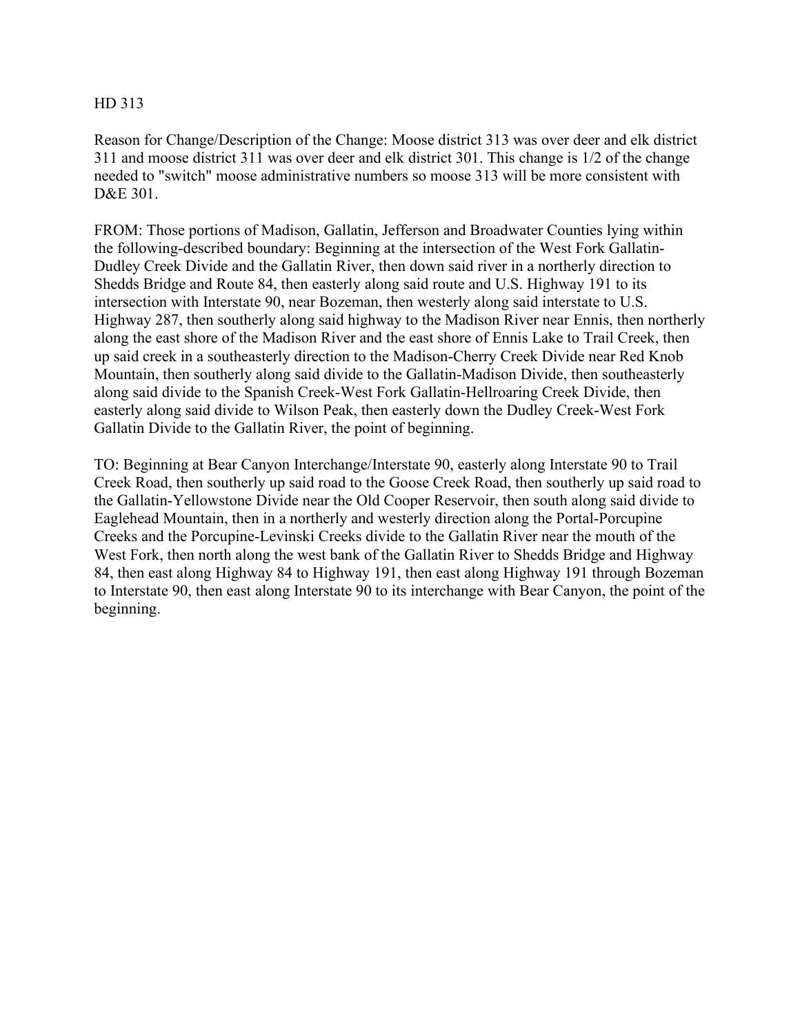HD 313

Reason for Change/Description of the Change: Moose district 313 was over deer and elk district 311 and moose district 311 was over deer and elk district 301. This change is 1/2 of the change needed to "switch" moose administrative numbers so moose 313 will be more consistent with D&E 301.

FROM: Those portions of Madison, Gallatin, Jefferson and Broadwater Counties lying within the following-described boundary: Beginning at the intersection of the West Fork Gallatin-Dudley Creek Divide and the Gallatin River, then down said river in a northerly direction to Shedds Bridge and Route 84, then easterly along said route and U.S. Highway 191 to its intersection with Interstate 90, near Bozeman, then westerly along said interstate to U.S. Highway 287, then southerly along said highway to the Madison River near Ennis, then northerly along the east shore of the Madison River and the east shore of Ennis Lake to Trail Creek, then up said creek in a southeasterly direction to the Madison-Cherry Creek Divide near Red Knob Mountain, then southerly along said divide to the Gallatin-Madison Divide, then southeasterly along said divide to the Spanish Creek-West Fork Gallatin-Hellroaring Creek Divide, then easterly along said divide to Wilson Peak, then easterly down the Dudley Creek-West Fork Gallatin Divide to the Gallatin River, the point of beginning.

TO: Beginning at Bear Canyon Interchange/Interstate 90, easterly along Interstate 90 to Trail Creek Road, then southerly up said road to the Goose Creek Road, then southerly up said road to the Gallatin-Yellowstone Divide near the Old Cooper Reservoir, then south along said divide to Eaglehead Mountain, then in a northerly and westerly direction along the Portal-Porcupine Creeks and the Porcupine-Levinski Creeks divide to the Gallatin River near the mouth of the West Fork, then north along the west bank of the Gallatin River to Shedds Bridge and Highway 84, then east along Highway 84 to Highway 191, then east along Highway 191 through Bozeman to Interstate 90, then east along Interstate 90 to its interchange with Bear Canyon, the point of the beginning.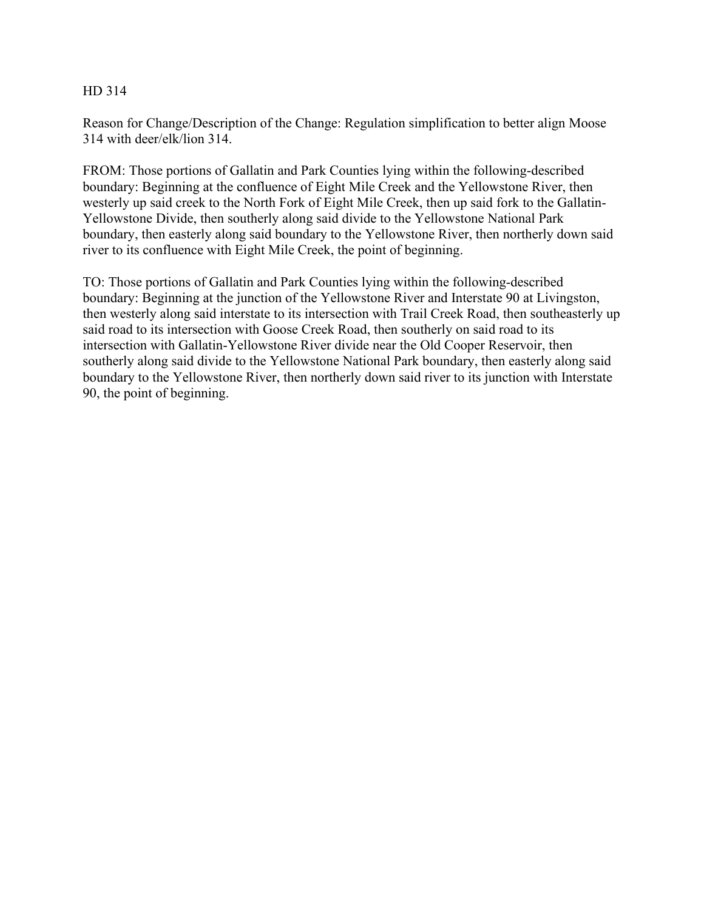HD 314

Reason for Change/Description of the Change: Regulation simplification to better align Moose 314 with deer/elk/lion 314.

FROM: Those portions of Gallatin and Park Counties lying within the following-described boundary: Beginning at the confluence of Eight Mile Creek and the Yellowstone River, then westerly up said creek to the North Fork of Eight Mile Creek, then up said fork to the Gallatin-Yellowstone Divide, then southerly along said divide to the Yellowstone National Park boundary, then easterly along said boundary to the Yellowstone River, then northerly down said river to its confluence with Eight Mile Creek, the point of beginning.

TO: Those portions of Gallatin and Park Counties lying within the following-described boundary: Beginning at the junction of the Yellowstone River and Interstate 90 at Livingston, then westerly along said interstate to its intersection with Trail Creek Road, then southeasterly up said road to its intersection with Goose Creek Road, then southerly on said road to its intersection with Gallatin-Yellowstone River divide near the Old Cooper Reservoir, then southerly along said divide to the Yellowstone National Park boundary, then easterly along said boundary to the Yellowstone River, then northerly down said river to its junction with Interstate 90, the point of beginning.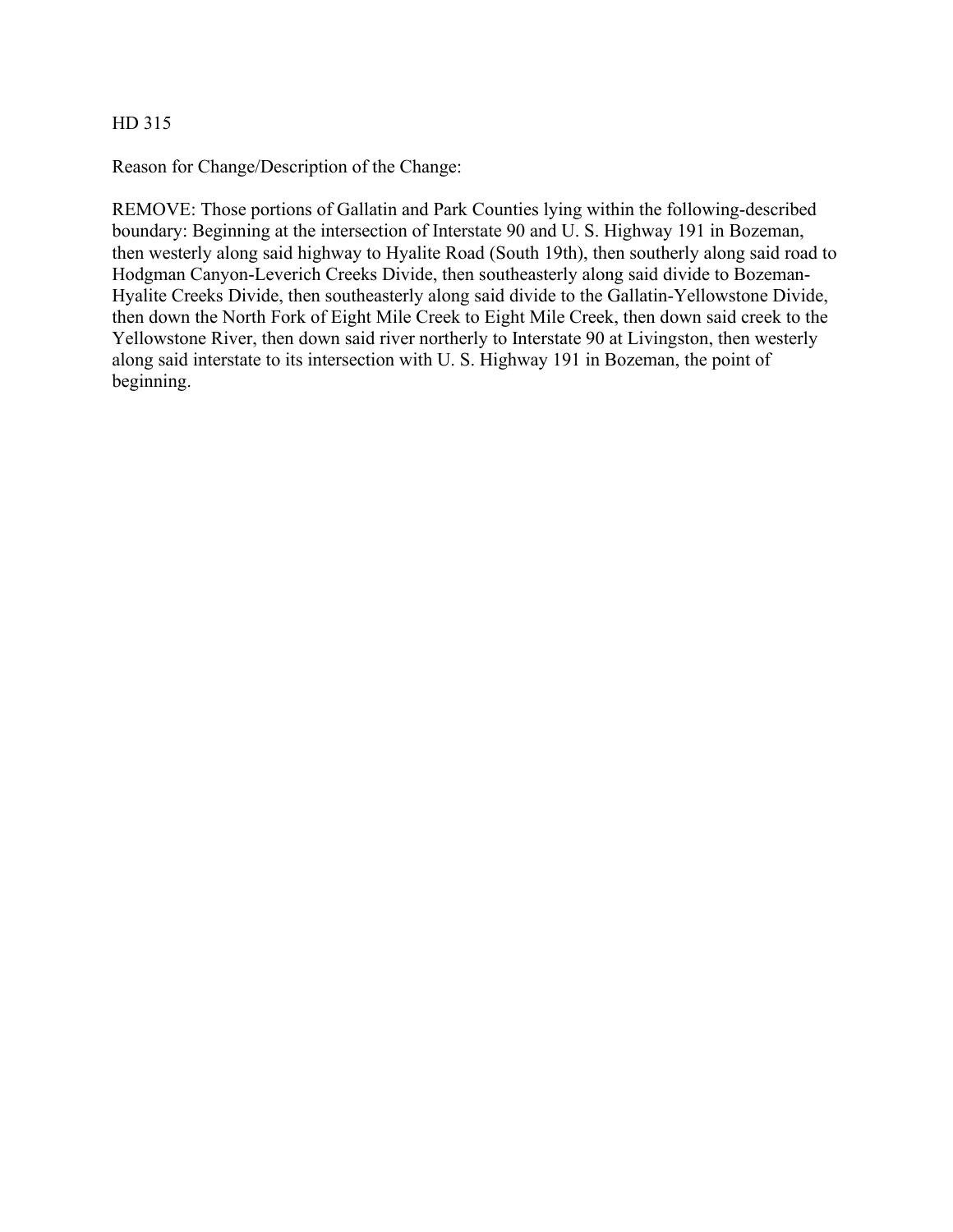HD 315

Reason for Change/Description of the Change:

REMOVE: Those portions of Gallatin and Park Counties lying within the following-described boundary: Beginning at the intersection of Interstate 90 and U. S. Highway 191 in Bozeman, then westerly along said highway to Hyalite Road (South 19th), then southerly along said road to Hodgman Canyon-Leverich Creeks Divide, then southeasterly along said divide to Bozeman-Hyalite Creeks Divide, then southeasterly along said divide to the Gallatin-Yellowstone Divide, then down the North Fork of Eight Mile Creek to Eight Mile Creek, then down said creek to the Yellowstone River, then down said river northerly to Interstate 90 at Livingston, then westerly along said interstate to its intersection with U. S. Highway 191 in Bozeman, the point of beginning.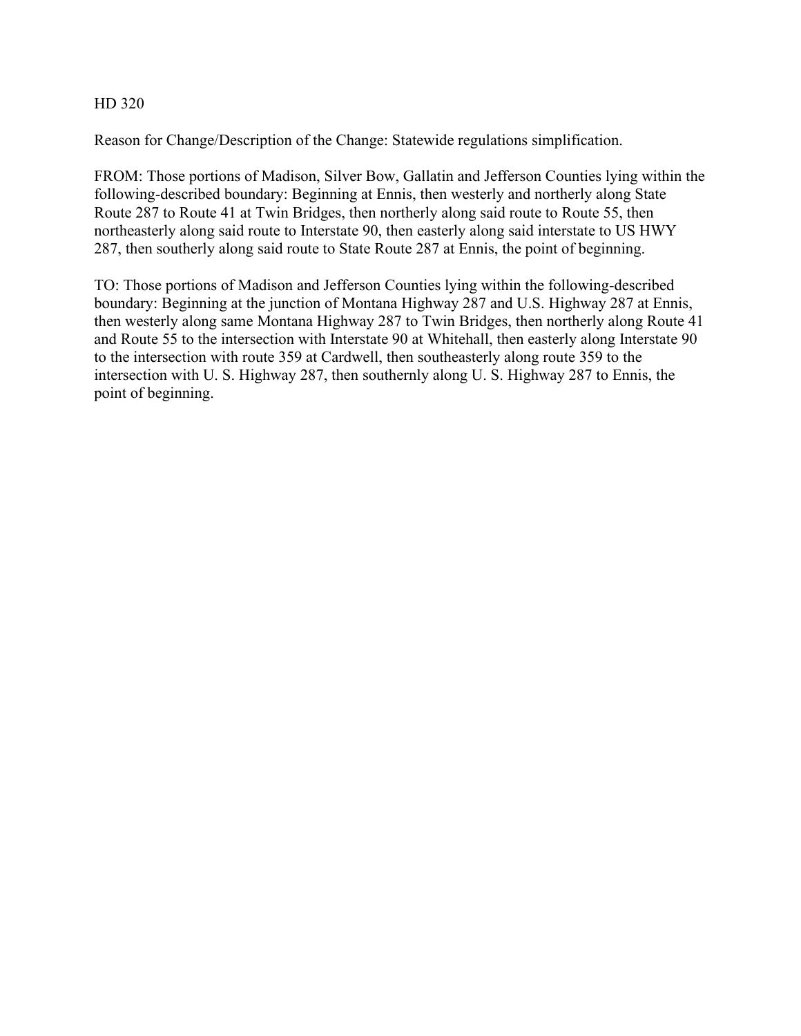HD 320

Reason for Change/Description of the Change: Statewide regulations simplification.

FROM: Those portions of Madison, Silver Bow, Gallatin and Jefferson Counties lying within the following-described boundary: Beginning at Ennis, then westerly and northerly along State Route 287 to Route 41 at Twin Bridges, then northerly along said route to Route 55, then northeasterly along said route to Interstate 90, then easterly along said interstate to US HWY 287, then southerly along said route to State Route 287 at Ennis, the point of beginning.

TO: Those portions of Madison and Jefferson Counties lying within the following-described boundary: Beginning at the junction of Montana Highway 287 and U.S. Highway 287 at Ennis, then westerly along same Montana Highway 287 to Twin Bridges, then northerly along Route 41 and Route 55 to the intersection with Interstate 90 at Whitehall, then easterly along Interstate 90 to the intersection with route 359 at Cardwell, then southeasterly along route 359 to the intersection with U. S. Highway 287, then southernly along U. S. Highway 287 to Ennis, the point of beginning.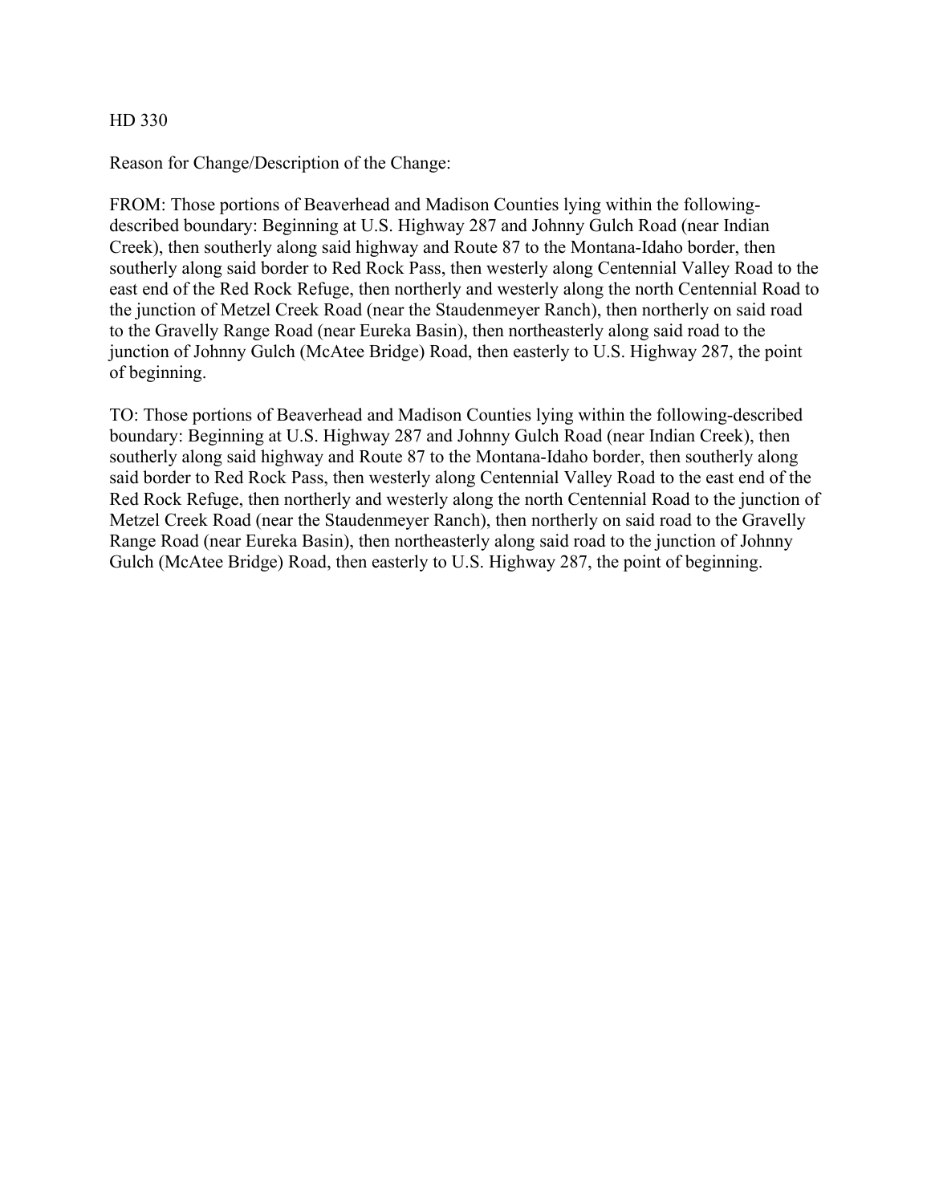HD 330

Reason for Change/Description of the Change:

FROM: Those portions of Beaverhead and Madison Counties lying within the following-described boundary: Beginning at U.S. Highway 287 and Johnny Gulch Road (near Indian Creek), then southerly along said highway and Route 87 to the Montana-Idaho border, then southerly along said border to Red Rock Pass, then westerly along Centennial Valley Road to the east end of the Red Rock Refuge, then northerly and westerly along the north Centennial Road to the junction of Metzel Creek Road (near the Staudenmeyer Ranch), then northerly on said road to the Gravelly Range Road (near Eureka Basin), then northeasterly along said road to the junction of Johnny Gulch (McAtee Bridge) Road, then easterly to U.S. Highway 287, the point of beginning.

TO: Those portions of Beaverhead and Madison Counties lying within the following-described boundary: Beginning at U.S. Highway 287 and Johnny Gulch Road (near Indian Creek), then southerly along said highway and Route 87 to the Montana-Idaho border, then southerly along said border to Red Rock Pass, then westerly along Centennial Valley Road to the east end of the Red Rock Refuge, then northerly and westerly along the north Centennial Road to the junction of Metzel Creek Road (near the Staudenmeyer Ranch), then northerly on said road to the Gravelly Range Road (near Eureka Basin), then northeasterly along said road to the junction of Johnny Gulch (McAtee Bridge) Road, then easterly to U.S. Highway 287, the point of beginning.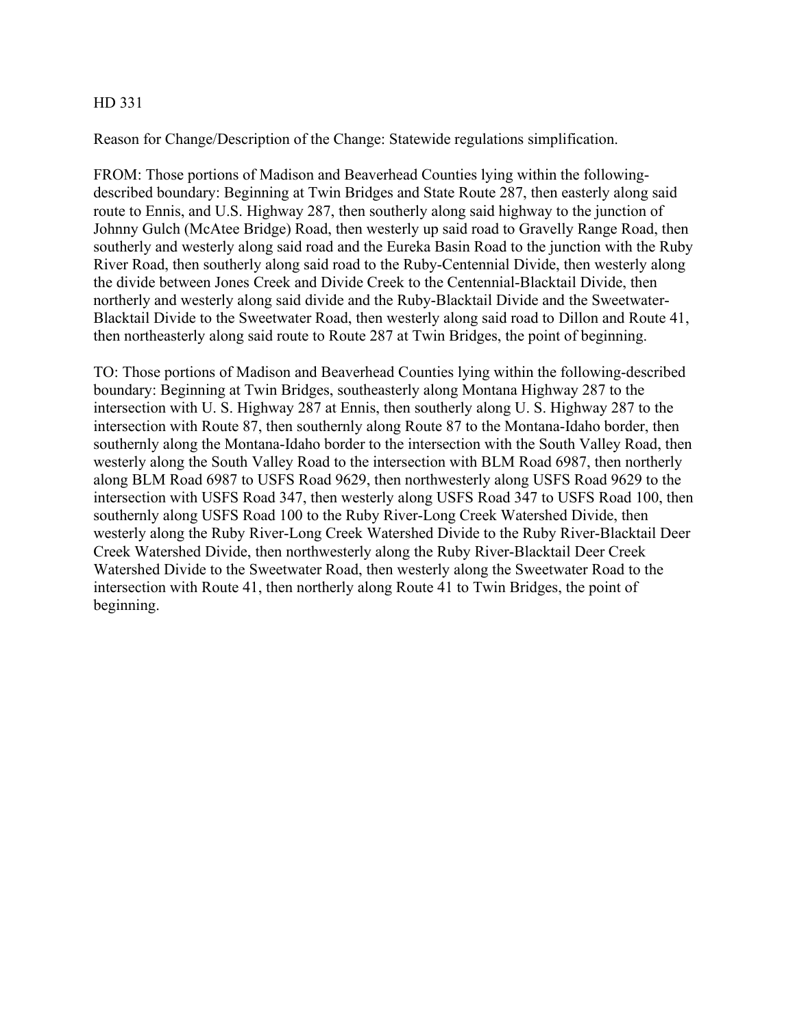HD 331

Reason for Change/Description of the Change: Statewide regulations simplification.

FROM: Those portions of Madison and Beaverhead Counties lying within the following-described boundary: Beginning at Twin Bridges and State Route 287, then easterly along said route to Ennis, and U.S. Highway 287, then southerly along said highway to the junction of Johnny Gulch (McAtee Bridge) Road, then westerly up said road to Gravelly Range Road, then southerly and westerly along said road and the Eureka Basin Road to the junction with the Ruby River Road, then southerly along said road to the Ruby-Centennial Divide, then westerly along the divide between Jones Creek and Divide Creek to the Centennial-Blacktail Divide, then northerly and westerly along said divide and the Ruby-Blacktail Divide and the Sweetwater-Blacktail Divide to the Sweetwater Road, then westerly along said road to Dillon and Route 41, then northeasterly along said route to Route 287 at Twin Bridges, the point of beginning.

TO: Those portions of Madison and Beaverhead Counties lying within the following-described boundary: Beginning at Twin Bridges, southeasterly along Montana Highway 287 to the intersection with U. S. Highway 287 at Ennis, then southerly along U. S. Highway 287 to the intersection with Route 87, then southernly along Route 87 to the Montana-Idaho border, then southernly along the Montana-Idaho border to the intersection with the South Valley Road, then westerly along the South Valley Road to the intersection with BLM Road 6987, then northerly along BLM Road 6987 to USFS Road 9629, then northwesterly along USFS Road 9629 to the intersection with USFS Road 347, then westerly along USFS Road 347 to USFS Road 100, then southernly along USFS Road 100 to the Ruby River-Long Creek Watershed Divide, then westerly along the Ruby River-Long Creek Watershed Divide to the Ruby River-Blacktail Deer Creek Watershed Divide, then northwesterly along the Ruby River-Blacktail Deer Creek Watershed Divide to the Sweetwater Road, then westerly along the Sweetwater Road to the intersection with Route 41, then northerly along Route 41 to Twin Bridges, the point of beginning.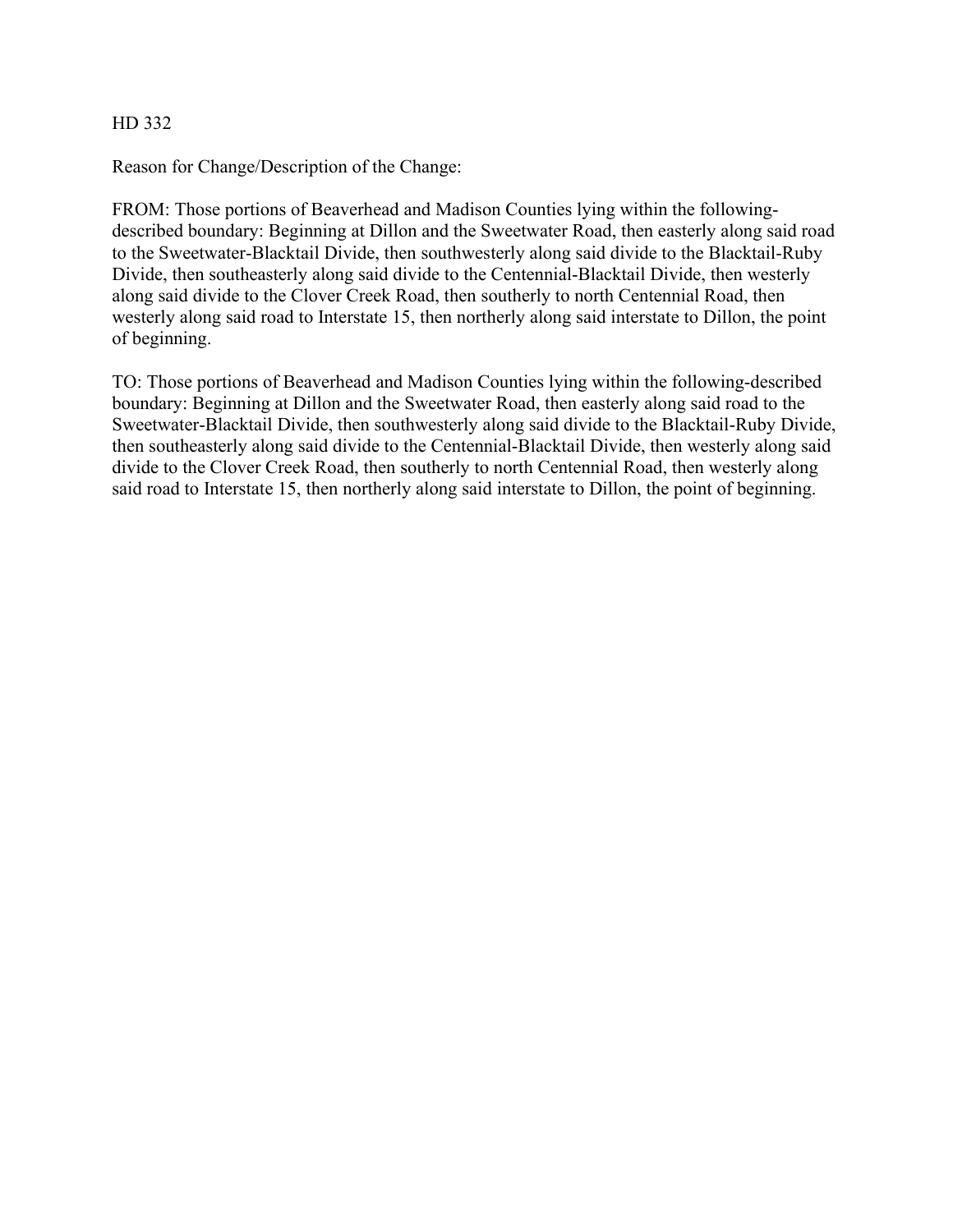HD 332

Reason for Change/Description of the Change:

FROM: Those portions of Beaverhead and Madison Counties lying within the following-described boundary: Beginning at Dillon and the Sweetwater Road, then easterly along said road to the Sweetwater-Blacktail Divide, then southwesterly along said divide to the Blacktail-Ruby Divide, then southeasterly along said divide to the Centennial-Blacktail Divide, then westerly along said divide to the Clover Creek Road, then southerly to north Centennial Road, then westerly along said road to Interstate 15, then northerly along said interstate to Dillon, the point of beginning.

TO: Those portions of Beaverhead and Madison Counties lying within the following-described boundary: Beginning at Dillon and the Sweetwater Road, then easterly along said road to the Sweetwater-Blacktail Divide, then southwesterly along said divide to the Blacktail-Ruby Divide, then southeasterly along said divide to the Centennial-Blacktail Divide, then westerly along said divide to the Clover Creek Road, then southerly to north Centennial Road, then westerly along said road to Interstate 15, then northerly along said interstate to Dillon, the point of beginning.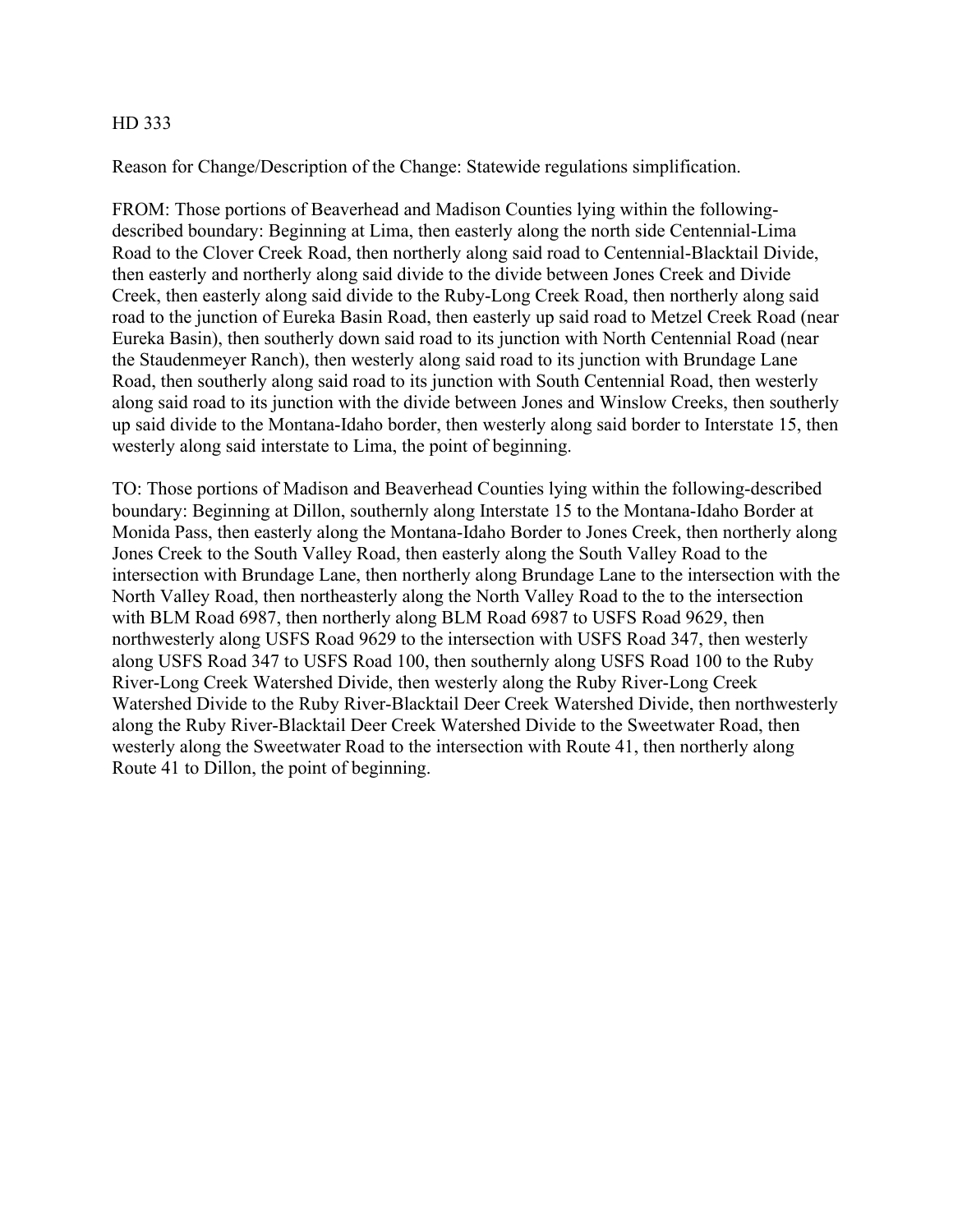HD 333

Reason for Change/Description of the Change: Statewide regulations simplification.

FROM: Those portions of Beaverhead and Madison Counties lying within the following-described boundary: Beginning at Lima, then easterly along the north side Centennial-Lima Road to the Clover Creek Road, then northerly along said road to Centennial-Blacktail Divide, then easterly and northerly along said divide to the divide between Jones Creek and Divide Creek, then easterly along said divide to the Ruby-Long Creek Road, then northerly along said road to the junction of Eureka Basin Road, then easterly up said road to Metzel Creek Road (near Eureka Basin), then southerly down said road to its junction with North Centennial Road (near the Staudenmeyer Ranch), then westerly along said road to its junction with Brundage Lane Road, then southerly along said road to its junction with South Centennial Road, then westerly along said road to its junction with the divide between Jones and Winslow Creeks, then southerly up said divide to the Montana-Idaho border, then westerly along said border to Interstate 15, then westerly along said interstate to Lima, the point of beginning.

TO: Those portions of Madison and Beaverhead Counties lying within the following-described boundary: Beginning at Dillon, southernly along Interstate 15 to the Montana-Idaho Border at Monida Pass, then easterly along the Montana-Idaho Border to Jones Creek, then northerly along Jones Creek to the South Valley Road, then easterly along the South Valley Road to the intersection with Brundage Lane, then northerly along Brundage Lane to the intersection with the North Valley Road, then northeasterly along the North Valley Road to the to the intersection with BLM Road 6987, then northerly along BLM Road 6987 to USFS Road 9629, then northwesterly along USFS Road 9629 to the intersection with USFS Road 347, then westerly along USFS Road 347 to USFS Road 100, then southernly along USFS Road 100 to the Ruby River-Long Creek Watershed Divide, then westerly along the Ruby River-Long Creek Watershed Divide to the Ruby River-Blacktail Deer Creek Watershed Divide, then northwesterly along the Ruby River-Blacktail Deer Creek Watershed Divide to the Sweetwater Road, then westerly along the Sweetwater Road to the intersection with Route 41, then northerly along Route 41 to Dillon, the point of beginning.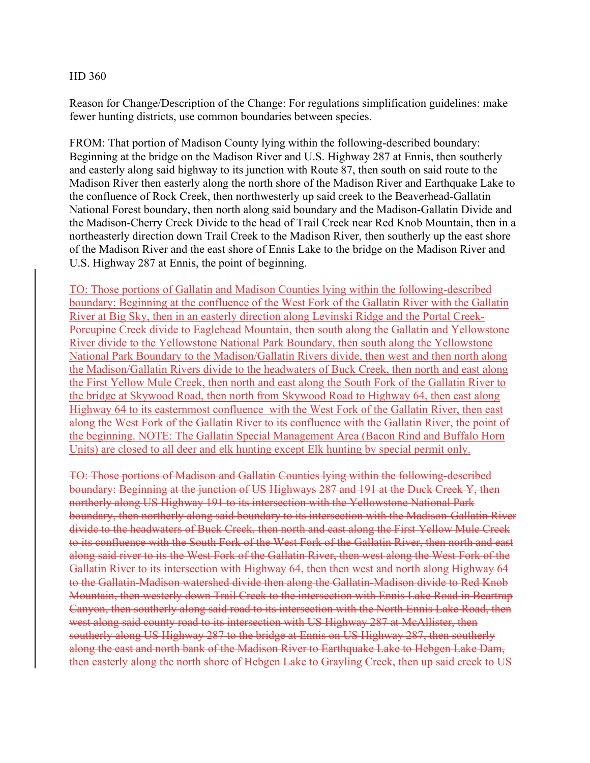HD 360

Reason for Change/Description of the Change: For regulations simplification guidelines: make fewer hunting districts, use common boundaries between species.

FROM: That portion of Madison County lying within the following-described boundary: Beginning at the bridge on the Madison River and U.S. Highway 287 at Ennis, then southerly and easterly along said highway to its junction with Route 87, then south on said route to the Madison River then easterly along the north shore of the Madison River and Earthquake Lake to the confluence of Rock Creek, then northwesterly up said creek to the Beaverhead-Gallatin National Forest boundary, then north along said boundary and the Madison-Gallatin Divide and the Madison-Cherry Creek Divide to the head of Trail Creek near Red Knob Mountain, then in a northeasterly direction down Trail Creek to the Madison River, then southerly up the east shore of the Madison River and the east shore of Ennis Lake to the bridge on the Madison River and U.S. Highway 287 at Ennis, the point of beginning.

TO: Those portions of Gallatin and Madison Counties lying within the following-described boundary: Beginning at the confluence of the West Fork of the Gallatin River with the Gallatin River at Big Sky, then in an easterly direction along Levinski Ridge and the Portal Creek-Porcupine Creek divide to Eaglehead Mountain, then south along the Gallatin and Yellowstone River divide to the Yellowstone National Park Boundary, then south along the Yellowstone National Park Boundary to the Madison/Gallatin Rivers divide, then west and then north along the Madison/Gallatin Rivers divide to the headwaters of Buck Creek, then north and east along the First Yellow Mule Creek, then north and east along the South Fork of the Gallatin River to the bridge at Skywood Road, then north from Skywood Road to Highway 64, then east along Highway 64 to its easternmost confluence with the West Fork of the Gallatin River, then east along the West Fork of the Gallatin River to its confluence with the Gallatin River, the point of the beginning. NOTE: The Gallatin Special Management Area (Bacon Rind and Buffalo Horn Units) are closed to all deer and elk hunting except Elk hunting by special permit only.

~~TO: Those portions of Madison and Gallatin Counties lying within the following-described boundary: Beginning at the junction of US Highways 287 and 191 at the Duck Creek Y, then northerly along US Highway 191 to its intersection with the Yellowstone National Park boundary, then northerly along said boundary to its intersection with the Madison-Gallatin River divide to the headwaters of Buck Creek, then north and east along the First Yellow Mule Creek to its confluence with the South Fork of the West Fork of the Gallatin River, then north and east along said river to its the West Fork of the Gallatin River, then west along the West Fork of the Gallatin River to its intersection with Highway 64, then then west and north along Highway 64 to the Gallatin-Madison watershed divide then along the Gallatin-Madison divide to Red Knob Mountain, then westerly down Trail Creek to the intersection with Ennis Lake Road in Beartrap Canyon, then southerly along said road to its intersection with the North Ennis Lake Road, then west along said county road to its intersection with US Highway 287 at McAllister, then southerly along US Highway 287 to the bridge at Ennis on US Highway 287, then southerly along the east and north bank of the Madison River to Earthquake Lake to Hebgen Lake Dam, then easterly along the north shore of Hebgen Lake to Grayling Creek, then up said creek to US~~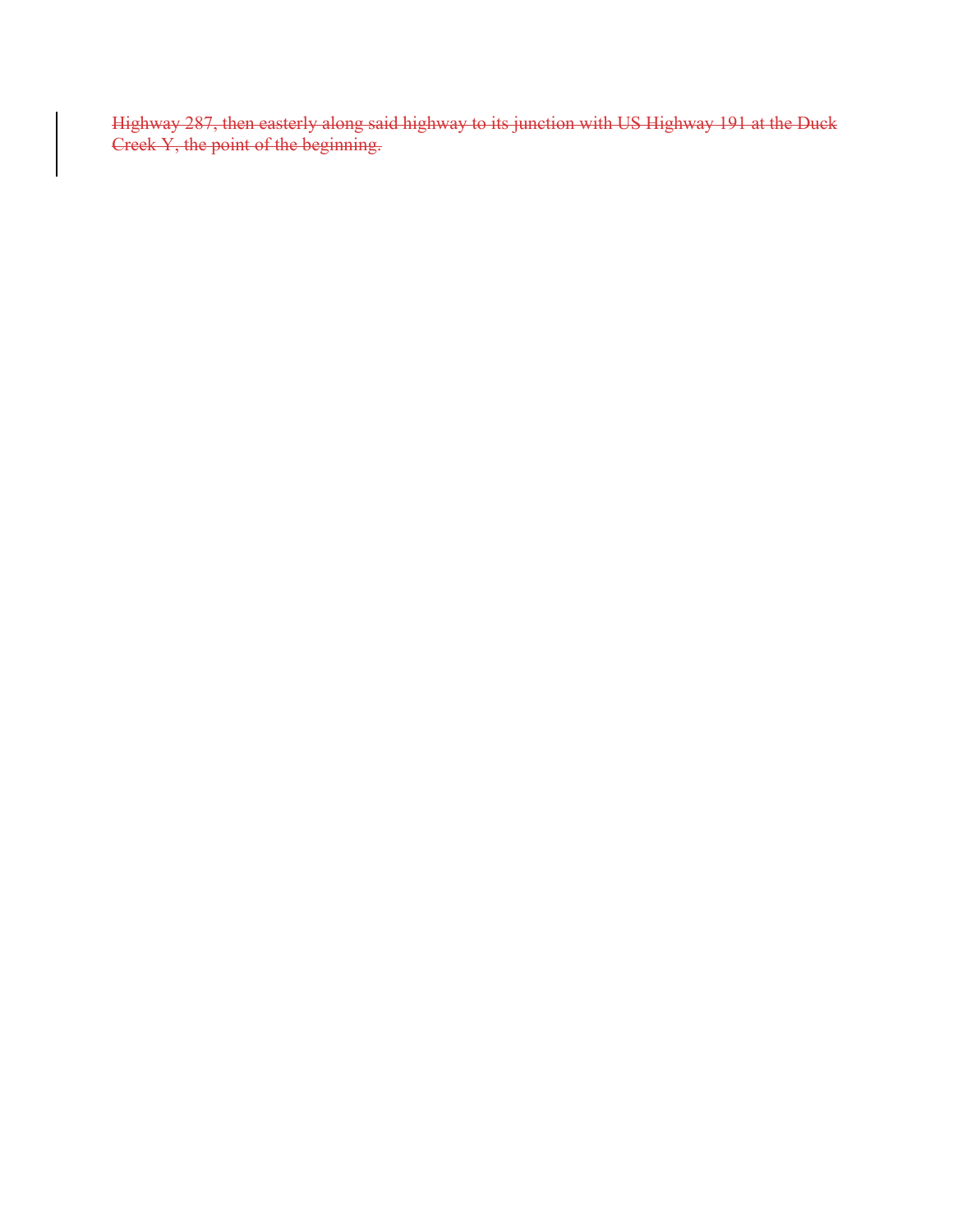~~Highway 287, then easterly along said highway to its junction with US Highway 191 at the Duck Creek Y, the point of the beginning.~~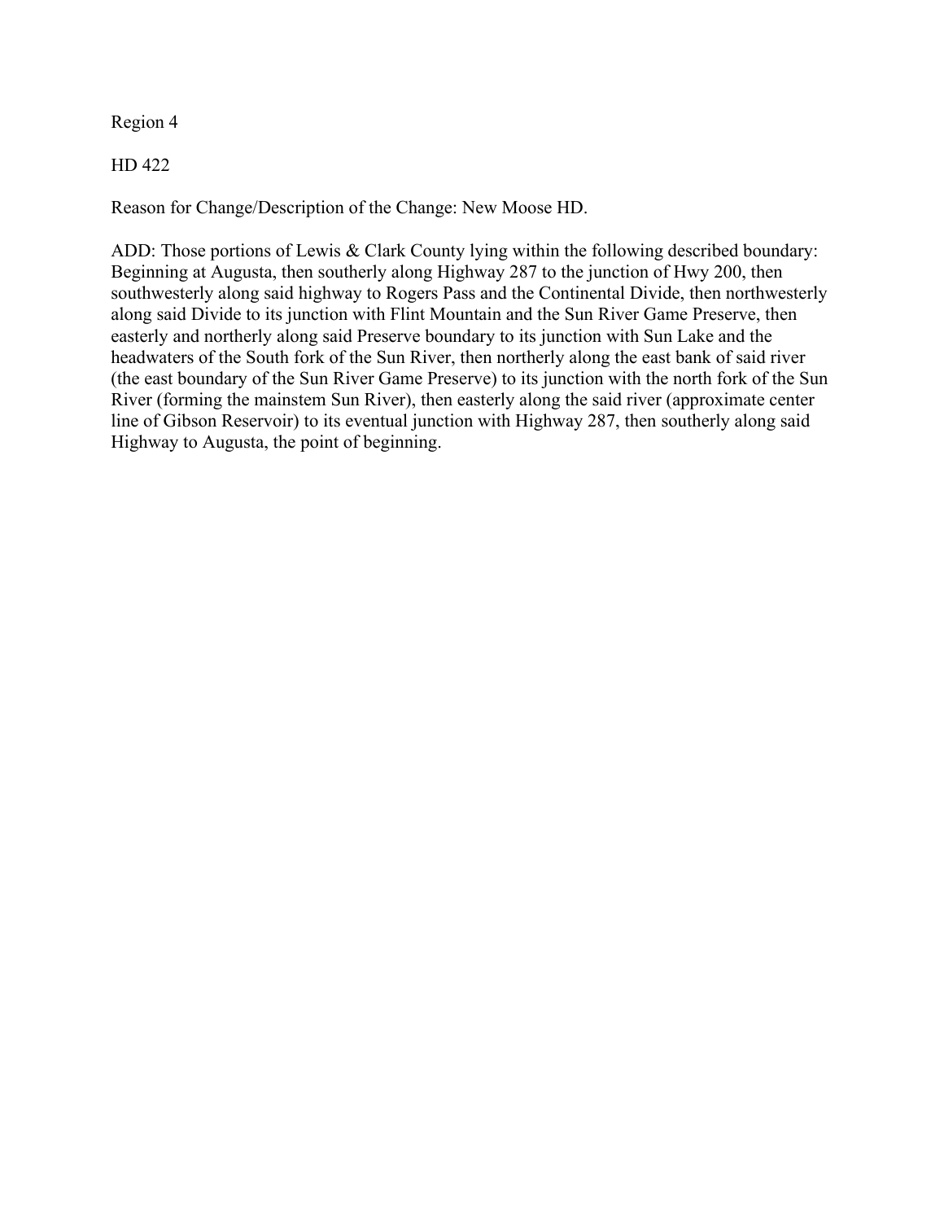Region 4

HD 422

Reason for Change/Description of the Change: New Moose HD.

ADD: Those portions of Lewis & Clark County lying within the following described boundary: Beginning at Augusta, then southerly along Highway 287 to the junction of Hwy 200, then southwesterly along said highway to Rogers Pass and the Continental Divide, then northwesterly along said Divide to its junction with Flint Mountain and the Sun River Game Preserve, then easterly and northerly along said Preserve boundary to its junction with Sun Lake and the headwaters of the South fork of the Sun River, then northerly along the east bank of said river (the east boundary of the Sun River Game Preserve) to its junction with the north fork of the Sun River (forming the mainstem Sun River), then easterly along the said river (approximate center line of Gibson Reservoir) to its eventual junction with Highway 287, then southerly along said Highway to Augusta, the point of beginning.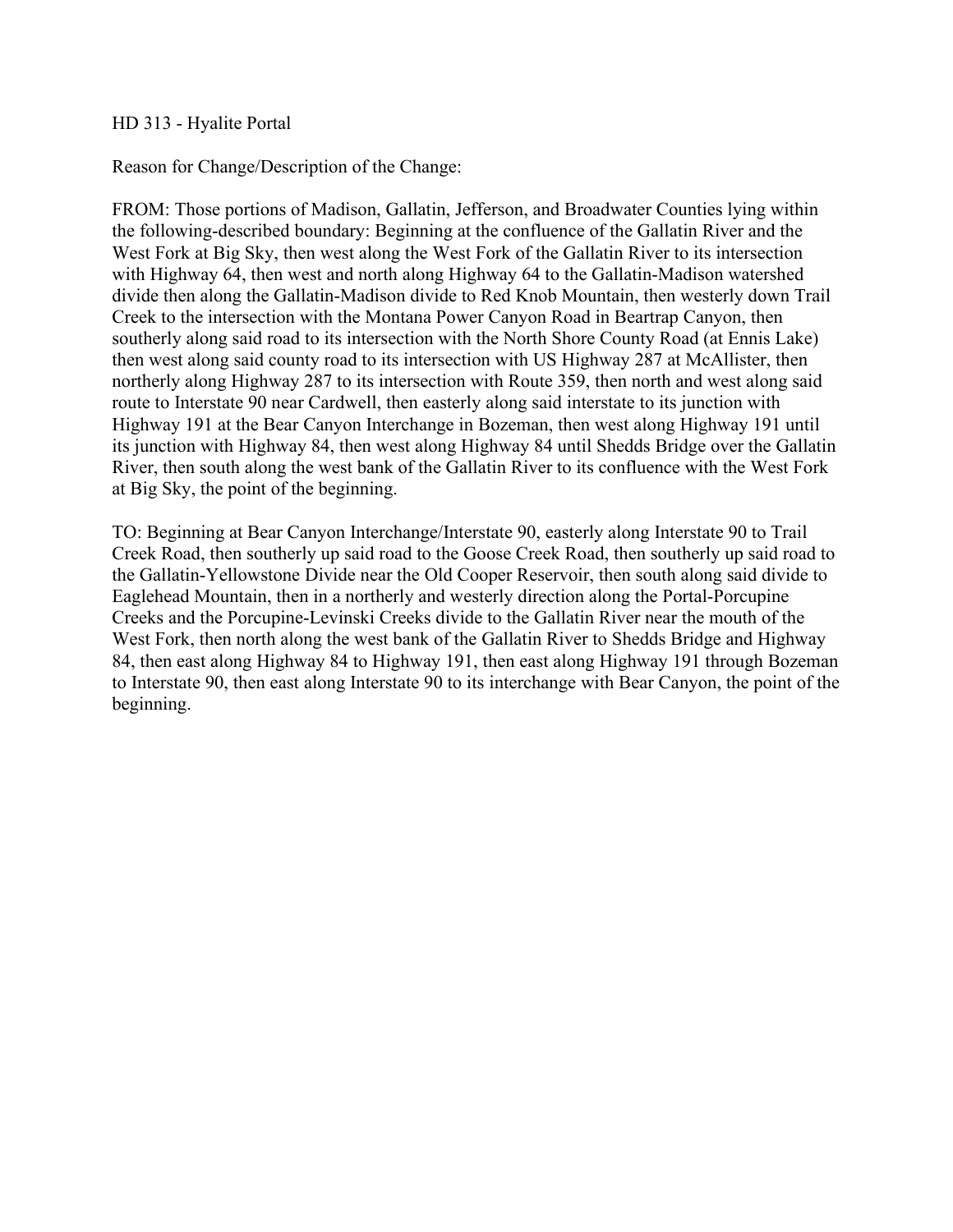HD 313 - Hyalite Portal

Reason for Change/Description of the Change:

FROM: Those portions of Madison, Gallatin, Jefferson, and Broadwater Counties lying within the following-described boundary: Beginning at the confluence of the Gallatin River and the West Fork at Big Sky, then west along the West Fork of the Gallatin River to its intersection with Highway 64, then west and north along Highway 64 to the Gallatin-Madison watershed divide then along the Gallatin-Madison divide to Red Knob Mountain, then westerly down Trail Creek to the intersection with the Montana Power Canyon Road in Beartrap Canyon, then southerly along said road to its intersection with the North Shore County Road (at Ennis Lake) then west along said county road to its intersection with US Highway 287 at McAllister, then northerly along Highway 287 to its intersection with Route 359, then north and west along said route to Interstate 90 near Cardwell, then easterly along said interstate to its junction with Highway 191 at the Bear Canyon Interchange in Bozeman, then west along Highway 191 until its junction with Highway 84, then west along Highway 84 until Shedds Bridge over the Gallatin River, then south along the west bank of the Gallatin River to its confluence with the West Fork at Big Sky, the point of the beginning.

TO: Beginning at Bear Canyon Interchange/Interstate 90, easterly along Interstate 90 to Trail Creek Road, then southerly up said road to the Goose Creek Road, then southerly up said road to the Gallatin-Yellowstone Divide near the Old Cooper Reservoir, then south along said divide to Eaglehead Mountain, then in a northerly and westerly direction along the Portal-Porcupine Creeks and the Porcupine-Levinski Creeks divide to the Gallatin River near the mouth of the West Fork, then north along the west bank of the Gallatin River to Shedds Bridge and Highway 84, then east along Highway 84 to Highway 191, then east along Highway 191 through Bozeman to Interstate 90, then east along Interstate 90 to its interchange with Bear Canyon, the point of the beginning.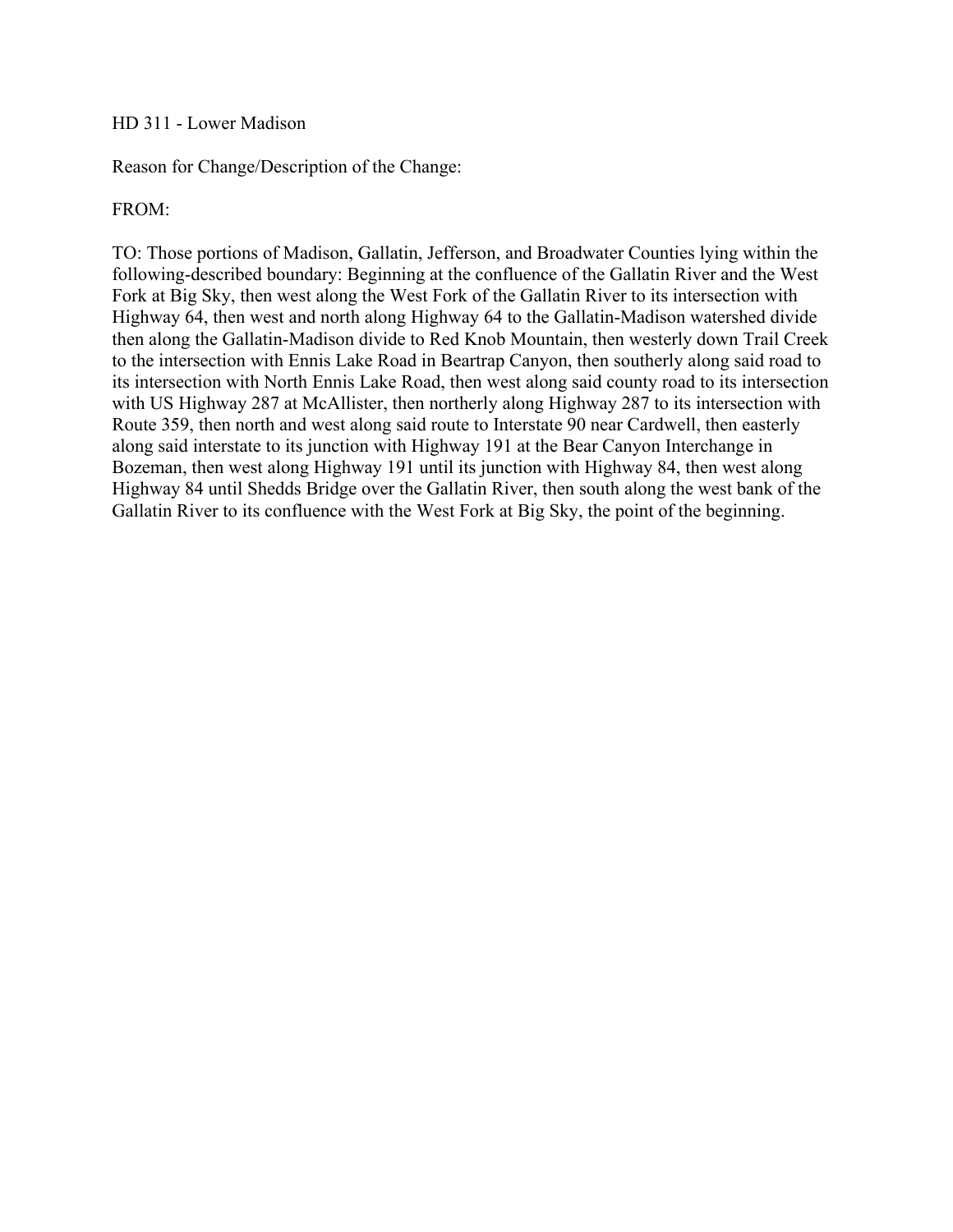HD 311 - Lower Madison

Reason for Change/Description of the Change:

FROM:

TO: Those portions of Madison, Gallatin, Jefferson, and Broadwater Counties lying within the following-described boundary: Beginning at the confluence of the Gallatin River and the West Fork at Big Sky, then west along the West Fork of the Gallatin River to its intersection with Highway 64, then west and north along Highway 64 to the Gallatin-Madison watershed divide then along the Gallatin-Madison divide to Red Knob Mountain, then westerly down Trail Creek to the intersection with Ennis Lake Road in Beartrap Canyon, then southerly along said road to its intersection with North Ennis Lake Road, then west along said county road to its intersection with US Highway 287 at McAllister, then northerly along Highway 287 to its intersection with Route 359, then north and west along said route to Interstate 90 near Cardwell, then easterly along said interstate to its junction with Highway 191 at the Bear Canyon Interchange in Bozeman, then west along Highway 191 until its junction with Highway 84, then west along Highway 84 until Shedds Bridge over the Gallatin River, then south along the west bank of the Gallatin River to its confluence with the West Fork at Big Sky, the point of the beginning.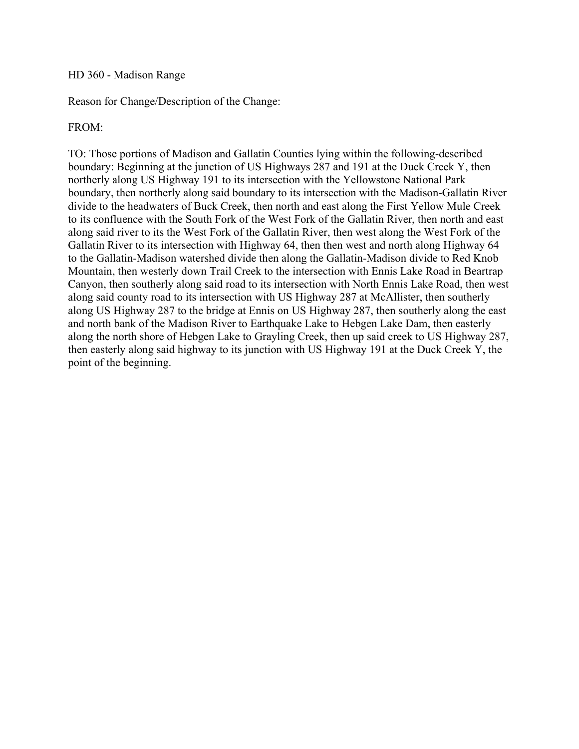HD 360 - Madison Range

Reason for Change/Description of the Change:

FROM:

TO: Those portions of Madison and Gallatin Counties lying within the following-described boundary: Beginning at the junction of US Highways 287 and 191 at the Duck Creek Y, then northerly along US Highway 191 to its intersection with the Yellowstone National Park boundary, then northerly along said boundary to its intersection with the Madison-Gallatin River divide to the headwaters of Buck Creek, then north and east along the First Yellow Mule Creek to its confluence with the South Fork of the West Fork of the Gallatin River, then north and east along said river to its the West Fork of the Gallatin River, then west along the West Fork of the Gallatin River to its intersection with Highway 64, then then west and north along Highway 64 to the Gallatin-Madison watershed divide then along the Gallatin-Madison divide to Red Knob Mountain, then westerly down Trail Creek to the intersection with Ennis Lake Road in Beartrap Canyon, then southerly along said road to its intersection with North Ennis Lake Road, then west along said county road to its intersection with US Highway 287 at McAllister, then southerly along US Highway 287 to the bridge at Ennis on US Highway 287, then southerly along the east and north bank of the Madison River to Earthquake Lake to Hebgen Lake Dam, then easterly along the north shore of Hebgen Lake to Grayling Creek, then up said creek to US Highway 287, then easterly along said highway to its junction with US Highway 191 at the Duck Creek Y, the point of the beginning.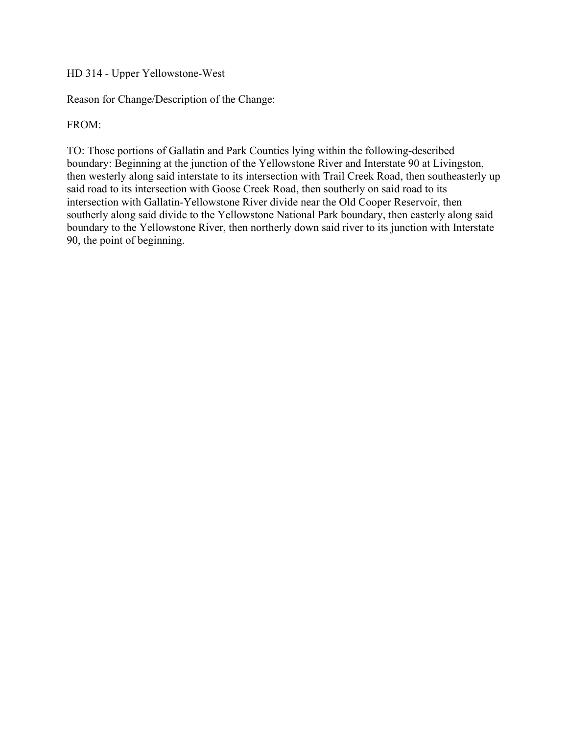HD 314 - Upper Yellowstone-West

Reason for Change/Description of the Change:

FROM:

TO: Those portions of Gallatin and Park Counties lying within the following-described boundary: Beginning at the junction of the Yellowstone River and Interstate 90 at Livingston, then westerly along said interstate to its intersection with Trail Creek Road, then southeasterly up said road to its intersection with Goose Creek Road, then southerly on said road to its intersection with Gallatin-Yellowstone River divide near the Old Cooper Reservoir, then southerly along said divide to the Yellowstone National Park boundary, then easterly along said boundary to the Yellowstone River, then northerly down said river to its junction with Interstate 90, the point of beginning.